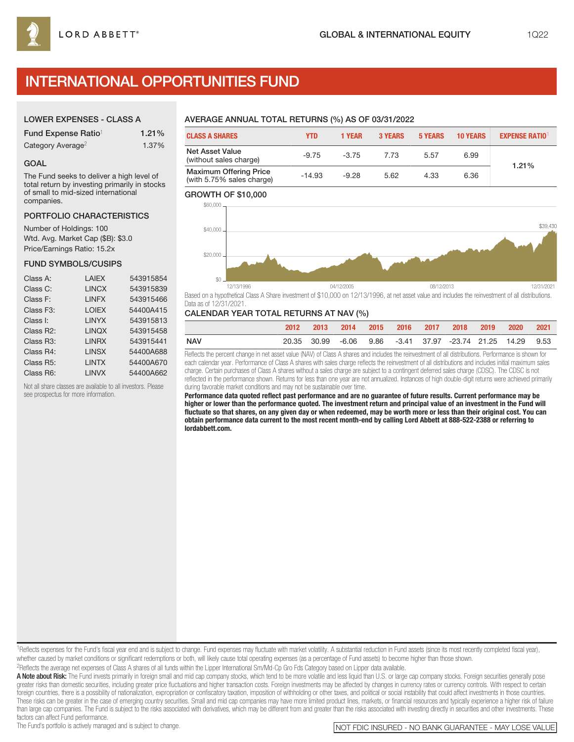LORD ABBETT®

GLOBAL & INTERNATIONAL EQUITY

1Q22

# INTERNATIONAL OPPORTUNITIES FUND

## LOWER EXPENSES - CLASS A

| | |
|---|---|
| Fund Expense Ratio[1] | 1.21% |
| Category Average[2] | 1.37% |

## GOAL

The Fund seeks to deliver a high level of total return by investing primarily in stocks of small to mid-sized international companies.

## PORTFOLIO CHARACTERISTICS

Number of Holdings: 100
Wtd. Avg. Market Cap ($B): $3.0
Price/Earnings Ratio: 15.2x

## FUND SYMBOLS/CUSIPS

| | | |
|---|---|---|
| Class A: | LAIEX | 543915854 |
| Class C: | LINCX | 543915839 |
| Class F: | LINFX | 543915466 |
| Class F3: | LOIEX | 54400A415 |
| Class I: | LINYX | 543915813 |
| Class R2: | LINQX | 543915458 |
| Class R3: | LINRX | 543915441 |
| Class R4: | LINSX | 54400A688 |
| Class R5: | LINTX | 54400A670 |
| Class R6: | LINVX | 54400A662 |

Not all share classes are available to all investors. Please see prospectus for more information.

## AVERAGE ANNUAL TOTAL RETURNS (%) AS OF 03/31/2022

| CLASS A SHARES | YTD | 1 YEAR | 3 YEARS | 5 YEARS | 10 YEARS | EXPENSE RATIO[1] |
|---|---|---|---|---|---|---|
| Net Asset Value (without sales charge) | -9.75 | -3.75 | 7.73 | 5.57 | 6.99 | 1.21% |
| Maximum Offering Price (with 5.75% sales charge) | -14.93 | -9.28 | 5.62 | 4.33 | 6.36 | |

## GROWTH OF $10,000

$39,430

Based on a hypothetical Class A Share investment of $10,000 on 12/13/1996, at net asset value and includes the reinvestment of all distributions. Data as of 12/31/2021.

## CALENDAR YEAR TOTAL RETURNS AT NAV (%)

| | 2012 | 2013 | 2014 | 2015 | 2016 | 2017 | 2018 | 2019 | 2020 | 2021 |
|---|---|---|---|---|---|---|---|---|---|---|
| NAV | 20.35 | 30.99 | -6.06 | 9.86 | -3.41 | 37.97 | -23.74 | 21.25 | 14.29 | 9.53 |

Reflects the percent change in net asset value (NAV) of Class A shares and includes the reinvestment of all distributions. Performance is shown for each calendar year. Performance of Class A shares with sales charge reflects the reinvestment of all distributions and includes initial maximum sales charge. Certain purchases of Class A shares without a sales charge are subject to a contingent deferred sales charge (CDSC). The CDSC is not reflected in the performance shown. Returns for less than one year are not annualized. Instances of high double-digit returns were achieved primarily during favorable market conditions and may not be sustainable over time.

**Performance data quoted reflect past performance and are no guarantee of future results. Current performance may be higher or lower than the performance quoted. The investment return and principal value of an investment in the Fund will fluctuate so that shares, on any given day or when redeemed, may be worth more or less than their original cost. You can obtain performance data current to the most recent month-end by calling Lord Abbett at 888-522-2388 or referring to lordabbett.com.**

[1]Reflects expenses for the Fund's fiscal year end and is subject to change. Fund expenses may fluctuate with market volatility. A substantial reduction in Fund assets (since its most recently completed fiscal year), whether caused by market conditions or significant redemptions or both, will likely cause total operating expenses (as a percentage of Fund assets) to become higher than those shown.

[2]Reflects the average net expenses of Class A shares of all funds within the Lipper International Sm/Md-Cp Gro Fds Category based on Lipper data available.

**A Note about Risk:** The Fund invests primarily in foreign small and mid cap company stocks, which tend to be more volatile and less liquid than U.S. or large cap company stocks. Foreign securities generally pose greater risks than domestic securities, including greater price fluctuations and higher transaction costs. Foreign investments may be affected by changes in currency rates or currency controls. With respect to certain foreign countries, there is a possibility of nationalization, expropriation or confiscatory taxation, imposition of withholding or other taxes, and political or social instability that could affect investments in those countries. These risks can be greater in the case of emerging country securities. Small and mid cap companies may have more limited product lines, markets, or financial resources and typically experience a higher risk of failure than large cap companies. The Fund is subject to the risks associated with derivatives, which may be different from and greater than the risks associated with investing directly in securities and other investments. These factors can affect Fund performance.

The Fund's portfolio is actively managed and is subject to change.

NOT FDIC INSURED - NO BANK GUARANTEE - MAY LOSE VALUE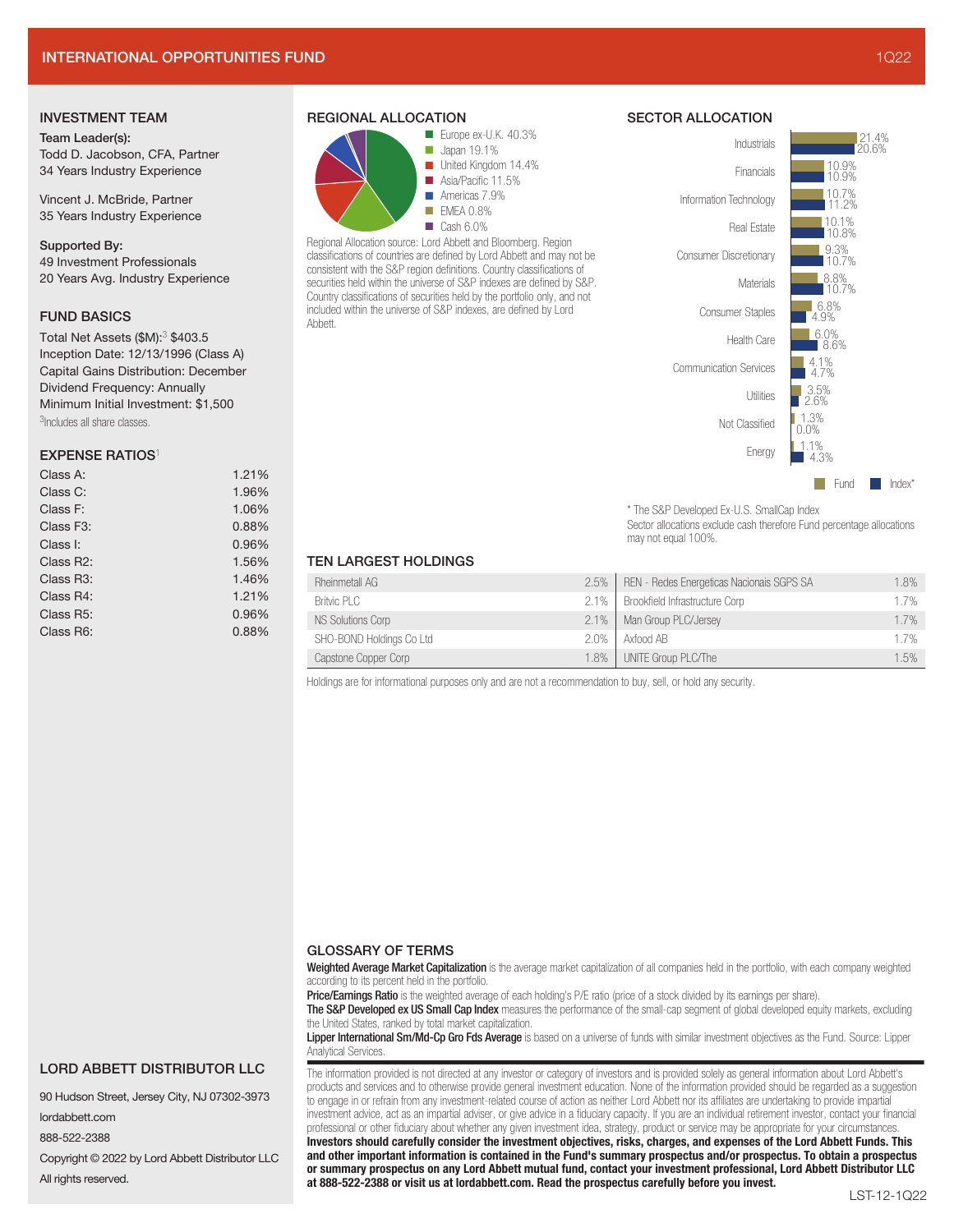## INVESTMENT TEAM

**Team Leader(s):**
Todd D. Jacobson, CFA, Partner
34 Years Industry Experience

Vincent J. McBride, Partner
35 Years Industry Experience

**Supported By:**
49 Investment Professionals
20 Years Avg. Industry Experience

## FUND BASICS

Total Net Assets ($M):[3] $403.5
Inception Date: 12/13/1996 (Class A)
Capital Gains Distribution: December
Dividend Frequency: Annually
Minimum Initial Investment: $1,500
[3]Includes all share classes.

## EXPENSE RATIOS[1]

| | |
|---|---|
| Class A: | 1.21% |
| Class C: | 1.96% |
| Class F: | 1.06% |
| Class F3: | 0.88% |
| Class I: | 0.96% |
| Class R2: | 1.56% |
| Class R3: | 1.46% |
| Class R4: | 1.21% |
| Class R5: | 0.96% |
| Class R6: | 0.88% |

## REGIONAL ALLOCATION

Europe ex-U.K. 40.3%
Japan 19.1%
United Kingdom 14.4%
Asia/Pacific 11.5%
Americas 7.9%
EMEA 0.8%
Cash 6.0%

Regional Allocation source: Lord Abbett and Bloomberg. Region classifications of countries are defined by Lord Abbett and may not be consistent with the S&P region definitions. Country classifications of securities held within the universe of S&P indexes are defined by S&P. Country classifications of securities held by the portfolio only, and not included within the universe of S&P indexes, are defined by Lord Abbett.

## SECTOR ALLOCATION

Industrials 21.4% 20.6%
Financials 10.9% 10.9%
Information Technology 10.7% 11.2%
Real Estate 10.1% 10.8%
Consumer Discretionary 9.3% 10.7%
Materials 8.8% 10.7%
Consumer Staples 6.8% 4.9%
Health Care 6.0% 8.6%
Communication Services 4.1% 4.7%
Utilities 3.5% 2.6%
Not Classified 1.3% 0.0%
Energy 1.1% 4.3%

Fund Index*

* The S&P Developed Ex-U.S. SmallCap Index
Sector allocations exclude cash therefore Fund percentage allocations may not equal 100%.

## TEN LARGEST HOLDINGS

| | | | |
|---|---|---|---|
| Rheinmetall AG | 2.5% | REN - Redes Energeticas Nacionais SGPS SA | 1.8% |
| Britvic PLC | 2.1% | Brookfield Infrastructure Corp | 1.7% |
| NS Solutions Corp | 2.1% | Man Group PLC/Jersey | 1.7% |
| SHO-BOND Holdings Co Ltd | 2.0% | Axfood AB | 1.7% |
| Capstone Copper Corp | 1.8% | UNITE Group PLC/The | 1.5% |

Holdings are for informational purposes only and are not a recommendation to buy, sell, or hold any security.

## GLOSSARY OF TERMS

**Weighted Average Market Capitalization** is the average market capitalization of all companies held in the portfolio, with each company weighted according to its percent held in the portfolio.

**Price/Earnings Ratio** is the weighted average of each holding's P/E ratio (price of a stock divided by its earnings per share).

**The S&P Developed ex US Small Cap Index** measures the performance of the small-cap segment of global developed equity markets, excluding the United States, ranked by total market capitalization.

**Lipper International Sm/Md-Cp Gro Fds Average** is based on a universe of funds with similar investment objectives as the Fund. Source: Lipper Analytical Services.

The information provided is not directed at any investor or category of investors and is provided solely as general information about Lord Abbett's products and services and to otherwise provide general investment education. None of the information provided should be regarded as a suggestion to engage in or refrain from any investment-related course of action as neither Lord Abbett nor its affiliates are undertaking to provide impartial investment advice, act as an impartial adviser, or give advice in a fiduciary capacity. If you are an individual retirement investor, contact your financial professional or other fiduciary about whether any given investment idea, strategy, product or service may be appropriate for your circumstances.
**Investors should carefully consider the investment objectives, risks, charges, and expenses of the Lord Abbett Funds. This and other important information is contained in the Fund's summary prospectus and/or prospectus. To obtain a prospectus or summary prospectus on any Lord Abbett mutual fund, contact your investment professional, Lord Abbett Distributor LLC at 888-522-2388 or visit us at lordabbett.com. Read the prospectus carefully before you invest.**

## LORD ABBETT DISTRIBUTOR LLC

90 Hudson Street, Jersey City, NJ 07302-3973
lordabbett.com
888-522-2388
Copyright © 2022 by Lord Abbett Distributor LLC
All rights reserved.

LST-12-1Q22